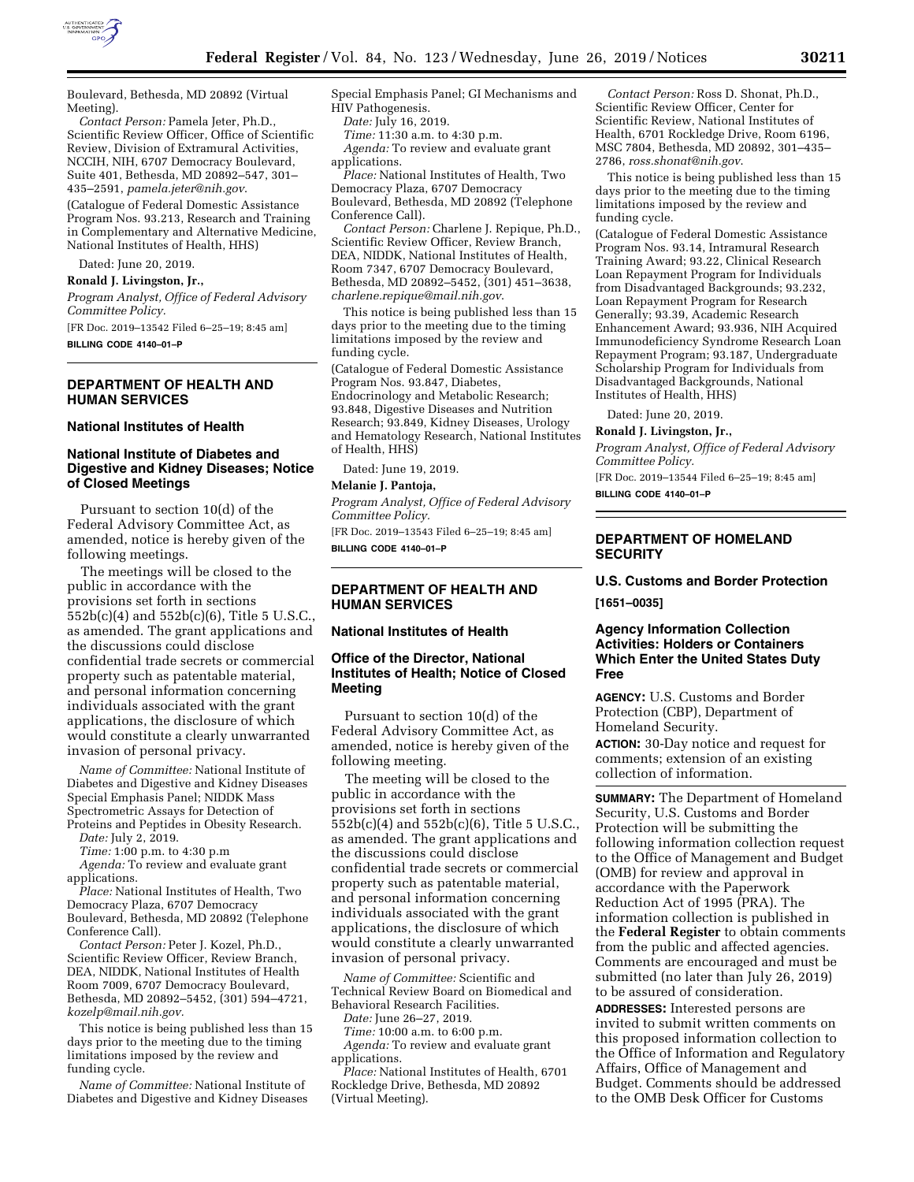Boulevard, Bethesda, MD 20892 (Virtual Meeting).

*Contact Person:* Pamela Jeter, Ph.D., Scientific Review Officer, Office of Scientific Review, Division of Extramural Activities, NCCIH, NIH, 6707 Democracy Boulevard, Suite 401, Bethesda, MD 20892–547, 301–435–2591, *pamela.jeter@nih.gov*.

(Catalogue of Federal Domestic Assistance Program Nos. 93.213, Research and Training in Complementary and Alternative Medicine, National Institutes of Health, HHS)

Dated: June 20, 2019.

**Ronald J. Livingston, Jr.,**

*Program Analyst, Office of Federal Advisory Committee Policy.*

[FR Doc. 2019–13542 Filed 6–25–19; 8:45 am]

**BILLING CODE 4140–01–P**

## DEPARTMENT OF HEALTH AND HUMAN SERVICES

### National Institutes of Health

### National Institute of Diabetes and Digestive and Kidney Diseases; Notice of Closed Meetings

Pursuant to section 10(d) of the Federal Advisory Committee Act, as amended, notice is hereby given of the following meetings.

The meetings will be closed to the public in accordance with the provisions set forth in sections 552b(c)(4) and 552b(c)(6), Title 5 U.S.C., as amended. The grant applications and the discussions could disclose confidential trade secrets or commercial property such as patentable material, and personal information concerning individuals associated with the grant applications, the disclosure of which would constitute a clearly unwarranted invasion of personal privacy.

*Name of Committee:* National Institute of Diabetes and Digestive and Kidney Diseases Special Emphasis Panel; NIDDK Mass Spectrometric Assays for Detection of Proteins and Peptides in Obesity Research.

*Date:* July 2, 2019.

*Time:* 1:00 p.m. to 4:30 p.m

*Agenda:* To review and evaluate grant applications.

*Place:* National Institutes of Health, Two Democracy Plaza, 6707 Democracy Boulevard, Bethesda, MD 20892 (Telephone Conference Call).

*Contact Person:* Peter J. Kozel, Ph.D., Scientific Review Officer, Review Branch, DEA, NIDDK, National Institutes of Health Room 7009, 6707 Democracy Boulevard, Bethesda, MD 20892–5452, (301) 594–4721, *kozelp@mail.nih.gov.*

This notice is being published less than 15 days prior to the meeting due to the timing limitations imposed by the review and funding cycle.

*Name of Committee:* National Institute of Diabetes and Digestive and Kidney Diseases Special Emphasis Panel; GI Mechanisms and HIV Pathogenesis.

*Date:* July 16, 2019.

*Time:* 11:30 a.m. to 4:30 p.m.

*Agenda:* To review and evaluate grant applications.

*Place:* National Institutes of Health, Two Democracy Plaza, 6707 Democracy Boulevard, Bethesda, MD 20892 (Telephone Conference Call).

*Contact Person:* Charlene J. Repique, Ph.D., Scientific Review Officer, Review Branch, DEA, NIDDK, National Institutes of Health, Room 7347, 6707 Democracy Boulevard, Bethesda, MD 20892–5452, (301) 451–3638, *charlene.repique@mail.nih.gov*.

This notice is being published less than 15 days prior to the meeting due to the timing limitations imposed by the review and funding cycle.

(Catalogue of Federal Domestic Assistance Program Nos. 93.847, Diabetes, Endocrinology and Metabolic Research; 93.848, Digestive Diseases and Nutrition Research; 93.849, Kidney Diseases, Urology and Hematology Research, National Institutes of Health, HHS)

Dated: June 19, 2019.

**Melanie J. Pantoja,**

*Program Analyst, Office of Federal Advisory Committee Policy.*

[FR Doc. 2019–13543 Filed 6–25–19; 8:45 am]

**BILLING CODE 4140–01–P**

## DEPARTMENT OF HEALTH AND HUMAN SERVICES

### National Institutes of Health

### Office of the Director, National Institutes of Health; Notice of Closed Meeting

Pursuant to section 10(d) of the Federal Advisory Committee Act, as amended, notice is hereby given of the following meeting.

The meeting will be closed to the public in accordance with the provisions set forth in sections 552b(c)(4) and 552b(c)(6), Title 5 U.S.C., as amended. The grant applications and the discussions could disclose confidential trade secrets or commercial property such as patentable material, and personal information concerning individuals associated with the grant applications, the disclosure of which would constitute a clearly unwarranted invasion of personal privacy.

*Name of Committee:* Scientific and Technical Review Board on Biomedical and Behavioral Research Facilities.

*Date:* June 26–27, 2019.

*Time:* 10:00 a.m. to 6:00 p.m.

*Agenda:* To review and evaluate grant applications.

*Place:* National Institutes of Health, 6701 Rockledge Drive, Bethesda, MD 20892 (Virtual Meeting).

*Contact Person:* Ross D. Shonat, Ph.D., Scientific Review Officer, Center for Scientific Review, National Institutes of Health, 6701 Rockledge Drive, Room 6196, MSC 7804, Bethesda, MD 20892, 301–435–2786, *ross.shonat@nih.gov*.

This notice is being published less than 15 days prior to the meeting due to the timing limitations imposed by the review and funding cycle.

(Catalogue of Federal Domestic Assistance Program Nos. 93.14, Intramural Research Training Award; 93.22, Clinical Research Loan Repayment Program for Individuals from Disadvantaged Backgrounds; 93.232, Loan Repayment Program for Research Generally; 93.39, Academic Research Enhancement Award; 93.936, NIH Acquired Immunodeficiency Syndrome Research Loan Repayment Program; 93.187, Undergraduate Scholarship Program for Individuals from Disadvantaged Backgrounds, National Institutes of Health, HHS)

Dated: June 20, 2019.

**Ronald J. Livingston, Jr.,**

*Program Analyst, Office of Federal Advisory Committee Policy.*

[FR Doc. 2019–13544 Filed 6–25–19; 8:45 am]

**BILLING CODE 4140–01–P**

## DEPARTMENT OF HOMELAND SECURITY

### U.S. Customs and Border Protection

**[1651–0035]**

### Agency Information Collection Activities: Holders or Containers Which Enter the United States Duty Free

**AGENCY:** U.S. Customs and Border Protection (CBP), Department of Homeland Security.

**ACTION:** 30-Day notice and request for comments; extension of an existing collection of information.

**SUMMARY:** The Department of Homeland Security, U.S. Customs and Border Protection will be submitting the following information collection request to the Office of Management and Budget (OMB) for review and approval in accordance with the Paperwork Reduction Act of 1995 (PRA). The information collection is published in the **Federal Register** to obtain comments from the public and affected agencies. Comments are encouraged and must be submitted (no later than July 26, 2019) to be assured of consideration.

**ADDRESSES:** Interested persons are invited to submit written comments on this proposed information collection to the Office of Information and Regulatory Affairs, Office of Management and Budget. Comments should be addressed to the OMB Desk Officer for Customs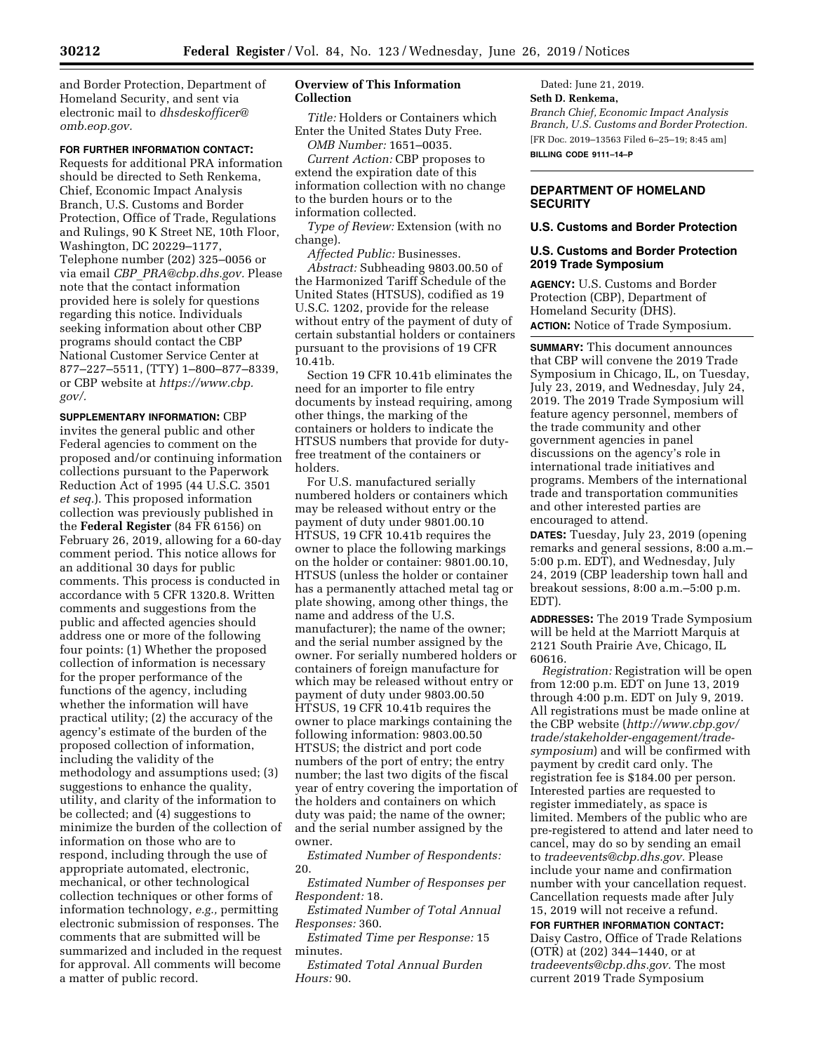and Border Protection, Department of Homeland Security, and sent via electronic mail to *dhsdeskofficer@omb.eop.gov.*

**FOR FURTHER INFORMATION CONTACT:** Requests for additional PRA information should be directed to Seth Renkema, Chief, Economic Impact Analysis Branch, U.S. Customs and Border Protection, Office of Trade, Regulations and Rulings, 90 K Street NE, 10th Floor, Washington, DC 20229–1177, Telephone number (202) 325–0056 or via email *CBP_PRA@cbp.dhs.gov.* Please note that the contact information provided here is solely for questions regarding this notice. Individuals seeking information about other CBP programs should contact the CBP National Customer Service Center at 877–227–5511, (TTY) 1–800–877–8339, or CBP website at *https://www.cbp.gov/.*

**SUPPLEMENTARY INFORMATION:** CBP invites the general public and other Federal agencies to comment on the proposed and/or continuing information collections pursuant to the Paperwork Reduction Act of 1995 (44 U.S.C. 3501 *et seq.*). This proposed information collection was previously published in the **Federal Register** (84 FR 6156) on February 26, 2019, allowing for a 60-day comment period. This notice allows for an additional 30 days for public comments. This process is conducted in accordance with 5 CFR 1320.8. Written comments and suggestions from the public and affected agencies should address one or more of the following four points: (1) Whether the proposed collection of information is necessary for the proper performance of the functions of the agency, including whether the information will have practical utility; (2) the accuracy of the agency's estimate of the burden of the proposed collection of information, including the validity of the methodology and assumptions used; (3) suggestions to enhance the quality, utility, and clarity of the information to be collected; and (4) suggestions to minimize the burden of the collection of information on those who are to respond, including through the use of appropriate automated, electronic, mechanical, or other technological collection techniques or other forms of information technology, *e.g.,* permitting electronic submission of responses. The comments that are submitted will be summarized and included in the request for approval. All comments will become a matter of public record.

**Overview of This Information Collection**

*Title:* Holders or Containers which Enter the United States Duty Free.

*OMB Number:* 1651–0035.

*Current Action:* CBP proposes to extend the expiration date of this information collection with no change to the burden hours or to the information collected.

*Type of Review:* Extension (with no change).

*Affected Public:* Businesses.

*Abstract:* Subheading 9803.00.50 of the Harmonized Tariff Schedule of the United States (HTSUS), codified as 19 U.S.C. 1202, provide for the release without entry of the payment of duty of certain substantial holders or containers pursuant to the provisions of 19 CFR 10.41b.

Section 19 CFR 10.41b eliminates the need for an importer to file entry documents by instead requiring, among other things, the marking of the containers or holders to indicate the HTSUS numbers that provide for duty-free treatment of the containers or holders.

For U.S. manufactured serially numbered holders or containers which may be released without entry or the payment of duty under 9801.00.10 HTSUS, 19 CFR 10.41b requires the owner to place the following markings on the holder or container: 9801.00.10, HTSUS (unless the holder or container has a permanently attached metal tag or plate showing, among other things, the name and address of the U.S. manufacturer); the name of the owner; and the serial number assigned by the owner. For serially numbered holders or containers of foreign manufacture for which may be released without entry or payment of duty under 9803.00.50 HTSUS, 19 CFR 10.41b requires the owner to place markings containing the following information: 9803.00.50 HTSUS; the district and port code numbers of the port of entry; the entry number; the last two digits of the fiscal year of entry covering the importation of the holders and containers on which duty was paid; the name of the owner; and the serial number assigned by the owner.

*Estimated Number of Respondents:* 20.

*Estimated Number of Responses per Respondent:* 18.

*Estimated Number of Total Annual Responses:* 360.

*Estimated Time per Response:* 15 minutes.

*Estimated Total Annual Burden Hours:* 90.

Dated: June 21, 2019.

**Seth D. Renkema,**

*Branch Chief, Economic Impact Analysis Branch, U.S. Customs and Border Protection.*

[FR Doc. 2019–13563 Filed 6–25–19; 8:45 am]

**BILLING CODE 9111–14–P**

## DEPARTMENT OF HOMELAND SECURITY

### U.S. Customs and Border Protection

### U.S. Customs and Border Protection 2019 Trade Symposium

**AGENCY:** U.S. Customs and Border Protection (CBP), Department of Homeland Security (DHS).

**ACTION:** Notice of Trade Symposium.

**SUMMARY:** This document announces that CBP will convene the 2019 Trade Symposium in Chicago, IL, on Tuesday, July 23, 2019, and Wednesday, July 24, 2019. The 2019 Trade Symposium will feature agency personnel, members of the trade community and other government agencies in panel discussions on the agency's role in international trade initiatives and programs. Members of the international trade and transportation communities and other interested parties are encouraged to attend.

**DATES:** Tuesday, July 23, 2019 (opening remarks and general sessions, 8:00 a.m.–5:00 p.m. EDT), and Wednesday, July 24, 2019 (CBP leadership town hall and breakout sessions, 8:00 a.m.–5:00 p.m. EDT).

**ADDRESSES:** The 2019 Trade Symposium will be held at the Marriott Marquis at 2121 South Prairie Ave, Chicago, IL 60616.

*Registration:* Registration will be open from 12:00 p.m. EDT on June 13, 2019 through 4:00 p.m. EDT on July 9, 2019. All registrations must be made online at the CBP website (*http://www.cbp.gov/trade/stakeholder-engagement/trade-symposium*) and will be confirmed with payment by credit card only. The registration fee is $184.00 per person. Interested parties are requested to register immediately, as space is limited. Members of the public who are pre-registered to attend and later need to cancel, may do so by sending an email to *tradeevents@cbp.dhs.gov.* Please include your name and confirmation number with your cancellation request. Cancellation requests made after July 15, 2019 will not receive a refund.

**FOR FURTHER INFORMATION CONTACT:** Daisy Castro, Office of Trade Relations (OTR) at (202) 344–1440, or at *tradeevents@cbp.dhs.gov.* The most current 2019 Trade Symposium